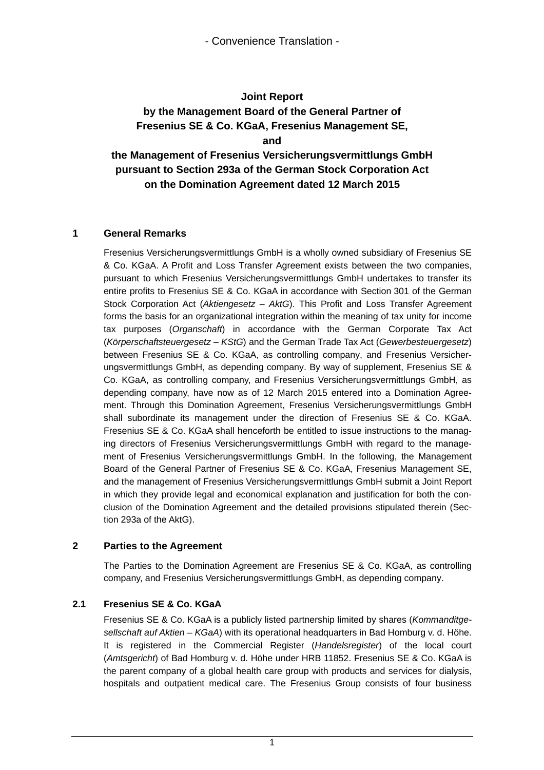- Convenience Translation -

# Joint Report
# by the Management Board of the General Partner of Fresenius SE & Co. KGaA, Fresenius Management SE, and the Management of Fresenius Versicherungsvermittlungs GmbH pursuant to Section 293a of the German Stock Corporation Act on the Domination Agreement dated 12 March 2015

## 1 General Remarks

Fresenius Versicherungsvermittlungs GmbH is a wholly owned subsidiary of Fresenius SE & Co. KGaA. A Profit and Loss Transfer Agreement exists between the two companies, pursuant to which Fresenius Versicherungsvermittlungs GmbH undertakes to transfer its entire profits to Fresenius SE & Co. KGaA in accordance with Section 301 of the German Stock Corporation Act (*Aktiengesetz – AktG*). This Profit and Loss Transfer Agreement forms the basis for an organizational integration within the meaning of tax unity for income tax purposes (*Organschaft*) in accordance with the German Corporate Tax Act (*Körperschaftsteuergesetz – KStG*) and the German Trade Tax Act (*Gewerbesteuergesetz*) between Fresenius SE & Co. KGaA, as controlling company, and Fresenius Versicherungsvermittlungs GmbH, as depending company. By way of supplement, Fresenius SE & Co. KGaA, as controlling company, and Fresenius Versicherungsvermittlungs GmbH, as depending company, have now as of 12 March 2015 entered into a Domination Agreement. Through this Domination Agreement, Fresenius Versicherungsvermittlungs GmbH shall subordinate its management under the direction of Fresenius SE & Co. KGaA. Fresenius SE & Co. KGaA shall henceforth be entitled to issue instructions to the managing directors of Fresenius Versicherungsvermittlungs GmbH with regard to the management of Fresenius Versicherungsvermittlungs GmbH. In the following, the Management Board of the General Partner of Fresenius SE & Co. KGaA, Fresenius Management SE, and the management of Fresenius Versicherungsvermittlungs GmbH submit a Joint Report in which they provide legal and economical explanation and justification for both the conclusion of the Domination Agreement and the detailed provisions stipulated therein (Section 293a of the AktG).

## 2 Parties to the Agreement

The Parties to the Domination Agreement are Fresenius SE & Co. KGaA, as controlling company, and Fresenius Versicherungsvermittlungs GmbH, as depending company.

### 2.1 Fresenius SE & Co. KGaA

Fresenius SE & Co. KGaA is a publicly listed partnership limited by shares (*Kommanditgesellschaft auf Aktien – KGaA*) with its operational headquarters in Bad Homburg v. d. Höhe. It is registered in the Commercial Register (*Handelsregister*) of the local court (*Amtsgericht*) of Bad Homburg v. d. Höhe under HRB 11852. Fresenius SE & Co. KGaA is the parent company of a global health care group with products and services for dialysis, hospitals and outpatient medical care. The Fresenius Group consists of four business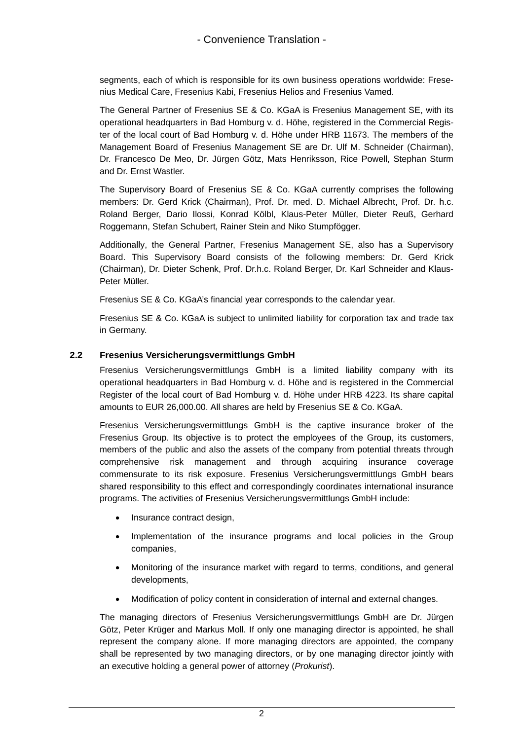segments, each of which is responsible for its own business operations worldwide: Fresenius Medical Care, Fresenius Kabi, Fresenius Helios and Fresenius Vamed.

The General Partner of Fresenius SE & Co. KGaA is Fresenius Management SE, with its operational headquarters in Bad Homburg v. d. Höhe, registered in the Commercial Register of the local court of Bad Homburg v. d. Höhe under HRB 11673. The members of the Management Board of Fresenius Management SE are Dr. Ulf M. Schneider (Chairman), Dr. Francesco De Meo, Dr. Jürgen Götz, Mats Henriksson, Rice Powell, Stephan Sturm and Dr. Ernst Wastler.

The Supervisory Board of Fresenius SE & Co. KGaA currently comprises the following members: Dr. Gerd Krick (Chairman), Prof. Dr. med. D. Michael Albrecht, Prof. Dr. h.c. Roland Berger, Dario Ilossi, Konrad Kölbl, Klaus-Peter Müller, Dieter Reuß, Gerhard Roggemann, Stefan Schubert, Rainer Stein and Niko Stumpfögger.

Additionally, the General Partner, Fresenius Management SE, also has a Supervisory Board. This Supervisory Board consists of the following members: Dr. Gerd Krick (Chairman), Dr. Dieter Schenk, Prof. Dr.h.c. Roland Berger, Dr. Karl Schneider and Klaus-Peter Müller.

Fresenius SE & Co. KGaA's financial year corresponds to the calendar year.

Fresenius SE & Co. KGaA is subject to unlimited liability for corporation tax and trade tax in Germany.

### 2.2 Fresenius Versicherungsvermittlungs GmbH

Fresenius Versicherungsvermittlungs GmbH is a limited liability company with its operational headquarters in Bad Homburg v. d. Höhe and is registered in the Commercial Register of the local court of Bad Homburg v. d. Höhe under HRB 4223. Its share capital amounts to EUR 26,000.00. All shares are held by Fresenius SE & Co. KGaA.

Fresenius Versicherungsvermittlungs GmbH is the captive insurance broker of the Fresenius Group. Its objective is to protect the employees of the Group, its customers, members of the public and also the assets of the company from potential threats through comprehensive risk management and through acquiring insurance coverage commensurate to its risk exposure. Fresenius Versicherungsvermittlungs GmbH bears shared responsibility to this effect and correspondingly coordinates international insurance programs. The activities of Fresenius Versicherungsvermittlungs GmbH include:

- Insurance contract design,
- Implementation of the insurance programs and local policies in the Group companies,
- Monitoring of the insurance market with regard to terms, conditions, and general developments,
- Modification of policy content in consideration of internal and external changes.

The managing directors of Fresenius Versicherungsvermittlungs GmbH are Dr. Jürgen Götz, Peter Krüger and Markus Moll. If only one managing director is appointed, he shall represent the company alone. If more managing directors are appointed, the company shall be represented by two managing directors, or by one managing director jointly with an executive holding a general power of attorney (*Prokurist*).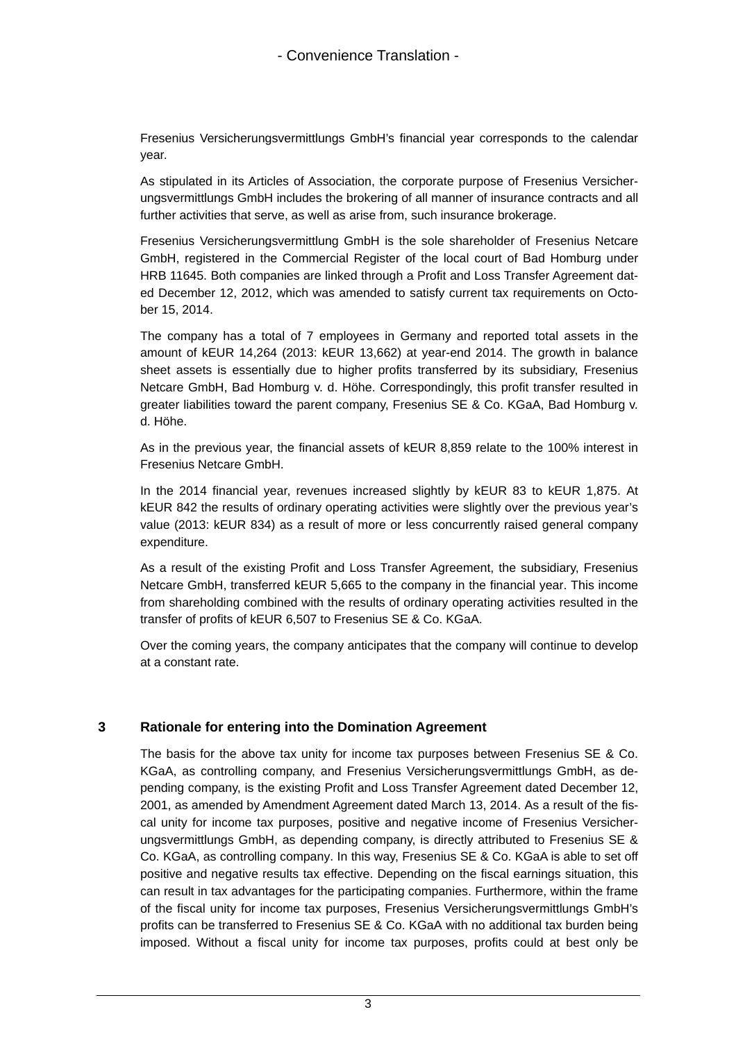Fresenius Versicherungsvermittlungs GmbH's financial year corresponds to the calendar year.

As stipulated in its Articles of Association, the corporate purpose of Fresenius Versicherungsvermittlungs GmbH includes the brokering of all manner of insurance contracts and all further activities that serve, as well as arise from, such insurance brokerage.

Fresenius Versicherungsvermittlung GmbH is the sole shareholder of Fresenius Netcare GmbH, registered in the Commercial Register of the local court of Bad Homburg under HRB 11645. Both companies are linked through a Profit and Loss Transfer Agreement dated December 12, 2012, which was amended to satisfy current tax requirements on October 15, 2014.

The company has a total of 7 employees in Germany and reported total assets in the amount of kEUR 14,264 (2013: kEUR 13,662) at year-end 2014. The growth in balance sheet assets is essentially due to higher profits transferred by its subsidiary, Fresenius Netcare GmbH, Bad Homburg v. d. Höhe. Correspondingly, this profit transfer resulted in greater liabilities toward the parent company, Fresenius SE & Co. KGaA, Bad Homburg v. d. Höhe.

As in the previous year, the financial assets of kEUR 8,859 relate to the 100% interest in Fresenius Netcare GmbH.

In the 2014 financial year, revenues increased slightly by kEUR 83 to kEUR 1,875. At kEUR 842 the results of ordinary operating activities were slightly over the previous year's value (2013: kEUR 834) as a result of more or less concurrently raised general company expenditure.

As a result of the existing Profit and Loss Transfer Agreement, the subsidiary, Fresenius Netcare GmbH, transferred kEUR 5,665 to the company in the financial year. This income from shareholding combined with the results of ordinary operating activities resulted in the transfer of profits of kEUR 6,507 to Fresenius SE & Co. KGaA.

Over the coming years, the company anticipates that the company will continue to develop at a constant rate.

## 3 Rationale for entering into the Domination Agreement

The basis for the above tax unity for income tax purposes between Fresenius SE & Co. KGaA, as controlling company, and Fresenius Versicherungsvermittlungs GmbH, as depending company, is the existing Profit and Loss Transfer Agreement dated December 12, 2001, as amended by Amendment Agreement dated March 13, 2014. As a result of the fiscal unity for income tax purposes, positive and negative income of Fresenius Versicherungsvermittlungs GmbH, as depending company, is directly attributed to Fresenius SE & Co. KGaA, as controlling company. In this way, Fresenius SE & Co. KGaA is able to set off positive and negative results tax effective. Depending on the fiscal earnings situation, this can result in tax advantages for the participating companies. Furthermore, within the frame of the fiscal unity for income tax purposes, Fresenius Versicherungsvermittlungs GmbH's profits can be transferred to Fresenius SE & Co. KGaA with no additional tax burden being imposed. Without a fiscal unity for income tax purposes, profits could at best only be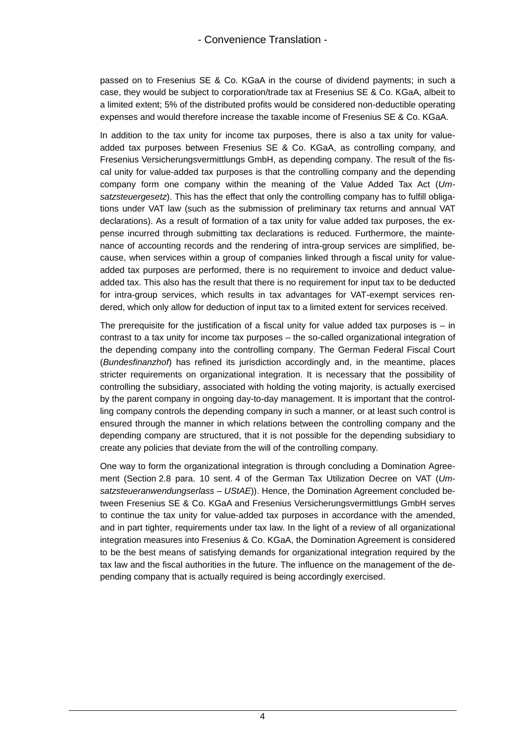passed on to Fresenius SE & Co. KGaA in the course of dividend payments; in such a case, they would be subject to corporation/trade tax at Fresenius SE & Co. KGaA, albeit to a limited extent; 5% of the distributed profits would be considered non-deductible operating expenses and would therefore increase the taxable income of Fresenius SE & Co. KGaA.

In addition to the tax unity for income tax purposes, there is also a tax unity for value-added tax purposes between Fresenius SE & Co. KGaA, as controlling company, and Fresenius Versicherungsvermittlungs GmbH, as depending company. The result of the fiscal unity for value-added tax purposes is that the controlling company and the depending company form one company within the meaning of the Value Added Tax Act (*Umsatzsteuergesetz*). This has the effect that only the controlling company has to fulfill obligations under VAT law (such as the submission of preliminary tax returns and annual VAT declarations). As a result of formation of a tax unity for value added tax purposes, the expense incurred through submitting tax declarations is reduced. Furthermore, the maintenance of accounting records and the rendering of intra-group services are simplified, because, when services within a group of companies linked through a fiscal unity for value-added tax purposes are performed, there is no requirement to invoice and deduct value-added tax. This also has the result that there is no requirement for input tax to be deducted for intra-group services, which results in tax advantages for VAT-exempt services rendered, which only allow for deduction of input tax to a limited extent for services received.

The prerequisite for the justification of a fiscal unity for value added tax purposes is – in contrast to a tax unity for income tax purposes – the so-called organizational integration of the depending company into the controlling company. The German Federal Fiscal Court (*Bundesfinanzhof*) has refined its jurisdiction accordingly and, in the meantime, places stricter requirements on organizational integration. It is necessary that the possibility of controlling the subsidiary, associated with holding the voting majority, is actually exercised by the parent company in ongoing day-to-day management. It is important that the controlling company controls the depending company in such a manner, or at least such control is ensured through the manner in which relations between the controlling company and the depending company are structured, that it is not possible for the depending subsidiary to create any policies that deviate from the will of the controlling company.

One way to form the organizational integration is through concluding a Domination Agreement (Section 2.8 para. 10 sent. 4 of the German Tax Utilization Decree on VAT (*Umsatzsteueranwendungserlass – UStAE*)). Hence, the Domination Agreement concluded between Fresenius SE & Co. KGaA and Fresenius Versicherungsvermittlungs GmbH serves to continue the tax unity for value-added tax purposes in accordance with the amended, and in part tighter, requirements under tax law. In the light of a review of all organizational integration measures into Fresenius & Co. KGaA, the Domination Agreement is considered to be the best means of satisfying demands for organizational integration required by the tax law and the fiscal authorities in the future. The influence on the management of the depending company that is actually required is being accordingly exercised.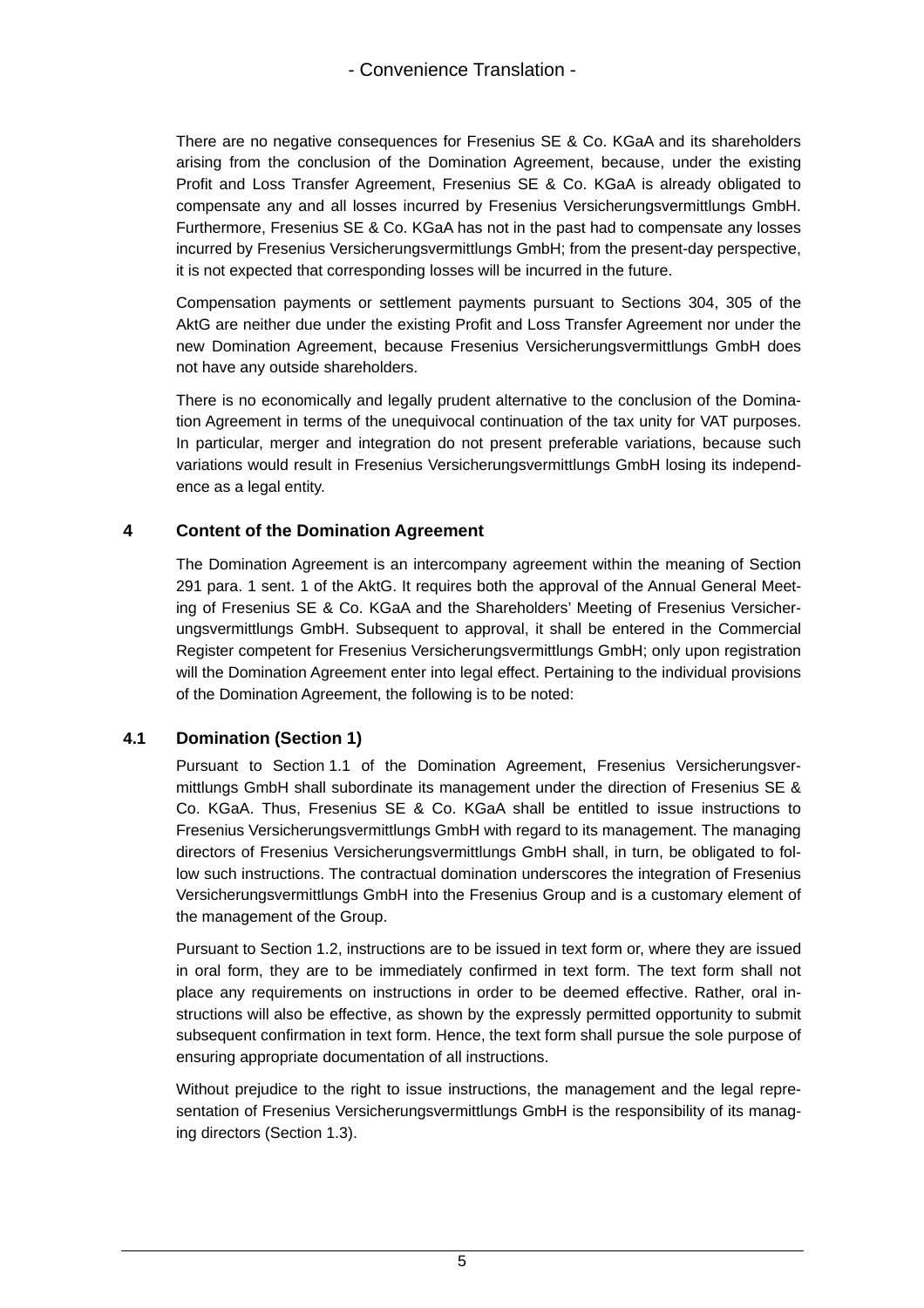There are no negative consequences for Fresenius SE & Co. KGaA and its shareholders arising from the conclusion of the Domination Agreement, because, under the existing Profit and Loss Transfer Agreement, Fresenius SE & Co. KGaA is already obligated to compensate any and all losses incurred by Fresenius Versicherungsvermittlungs GmbH. Furthermore, Fresenius SE & Co. KGaA has not in the past had to compensate any losses incurred by Fresenius Versicherungsvermittlungs GmbH; from the present-day perspective, it is not expected that corresponding losses will be incurred in the future.

Compensation payments or settlement payments pursuant to Sections 304, 305 of the AktG are neither due under the existing Profit and Loss Transfer Agreement nor under the new Domination Agreement, because Fresenius Versicherungsvermittlungs GmbH does not have any outside shareholders.

There is no economically and legally prudent alternative to the conclusion of the Domination Agreement in terms of the unequivocal continuation of the tax unity for VAT purposes. In particular, merger and integration do not present preferable variations, because such variations would result in Fresenius Versicherungsvermittlungs GmbH losing its independence as a legal entity.

## 4 Content of the Domination Agreement

The Domination Agreement is an intercompany agreement within the meaning of Section 291 para. 1 sent. 1 of the AktG. It requires both the approval of the Annual General Meeting of Fresenius SE & Co. KGaA and the Shareholders' Meeting of Fresenius Versicherungsvermittlungs GmbH. Subsequent to approval, it shall be entered in the Commercial Register competent for Fresenius Versicherungsvermittlungs GmbH; only upon registration will the Domination Agreement enter into legal effect. Pertaining to the individual provisions of the Domination Agreement, the following is to be noted:

### 4.1 Domination (Section 1)

Pursuant to Section 1.1 of the Domination Agreement, Fresenius Versicherungsvermittlungs GmbH shall subordinate its management under the direction of Fresenius SE & Co. KGaA. Thus, Fresenius SE & Co. KGaA shall be entitled to issue instructions to Fresenius Versicherungsvermittlungs GmbH with regard to its management. The managing directors of Fresenius Versicherungsvermittlungs GmbH shall, in turn, be obligated to follow such instructions. The contractual domination underscores the integration of Fresenius Versicherungsvermittlungs GmbH into the Fresenius Group and is a customary element of the management of the Group.

Pursuant to Section 1.2, instructions are to be issued in text form or, where they are issued in oral form, they are to be immediately confirmed in text form. The text form shall not place any requirements on instructions in order to be deemed effective. Rather, oral instructions will also be effective, as shown by the expressly permitted opportunity to submit subsequent confirmation in text form. Hence, the text form shall pursue the sole purpose of ensuring appropriate documentation of all instructions.

Without prejudice to the right to issue instructions, the management and the legal representation of Fresenius Versicherungsvermittlungs GmbH is the responsibility of its managing directors (Section 1.3).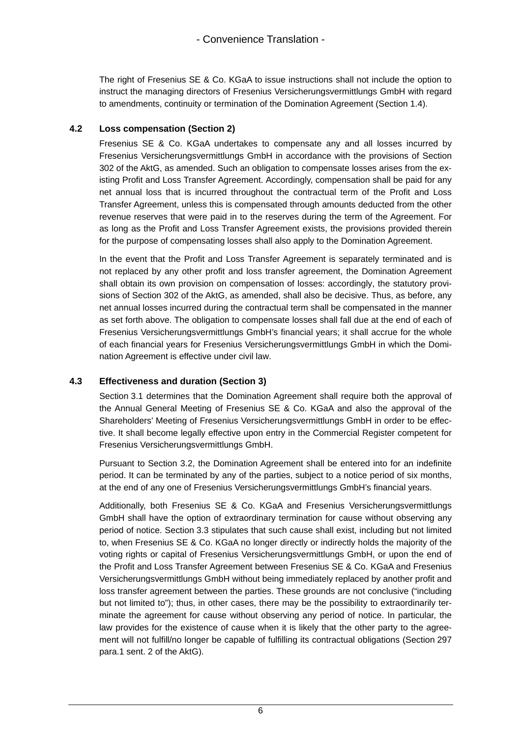The right of Fresenius SE & Co. KGaA to issue instructions shall not include the option to instruct the managing directors of Fresenius Versicherungsvermittlungs GmbH with regard to amendments, continuity or termination of the Domination Agreement (Section 1.4).

### 4.2 Loss compensation (Section 2)

Fresenius SE & Co. KGaA undertakes to compensate any and all losses incurred by Fresenius Versicherungsvermittlungs GmbH in accordance with the provisions of Section 302 of the AktG, as amended. Such an obligation to compensate losses arises from the existing Profit and Loss Transfer Agreement. Accordingly, compensation shall be paid for any net annual loss that is incurred throughout the contractual term of the Profit and Loss Transfer Agreement, unless this is compensated through amounts deducted from the other revenue reserves that were paid in to the reserves during the term of the Agreement. For as long as the Profit and Loss Transfer Agreement exists, the provisions provided therein for the purpose of compensating losses shall also apply to the Domination Agreement.

In the event that the Profit and Loss Transfer Agreement is separately terminated and is not replaced by any other profit and loss transfer agreement, the Domination Agreement shall obtain its own provision on compensation of losses: accordingly, the statutory provisions of Section 302 of the AktG, as amended, shall also be decisive. Thus, as before, any net annual losses incurred during the contractual term shall be compensated in the manner as set forth above. The obligation to compensate losses shall fall due at the end of each of Fresenius Versicherungsvermittlungs GmbH's financial years; it shall accrue for the whole of each financial years for Fresenius Versicherungsvermittlungs GmbH in which the Domination Agreement is effective under civil law.

### 4.3 Effectiveness and duration (Section 3)

Section 3.1 determines that the Domination Agreement shall require both the approval of the Annual General Meeting of Fresenius SE & Co. KGaA and also the approval of the Shareholders' Meeting of Fresenius Versicherungsvermittlungs GmbH in order to be effective. It shall become legally effective upon entry in the Commercial Register competent for Fresenius Versicherungsvermittlungs GmbH.

Pursuant to Section 3.2, the Domination Agreement shall be entered into for an indefinite period. It can be terminated by any of the parties, subject to a notice period of six months, at the end of any one of Fresenius Versicherungsvermittlungs GmbH's financial years.

Additionally, both Fresenius SE & Co. KGaA and Fresenius Versicherungsvermittlungs GmbH shall have the option of extraordinary termination for cause without observing any period of notice. Section 3.3 stipulates that such cause shall exist, including but not limited to, when Fresenius SE & Co. KGaA no longer directly or indirectly holds the majority of the voting rights or capital of Fresenius Versicherungsvermittlungs GmbH, or upon the end of the Profit and Loss Transfer Agreement between Fresenius SE & Co. KGaA and Fresenius Versicherungsvermittlungs GmbH without being immediately replaced by another profit and loss transfer agreement between the parties. These grounds are not conclusive ("including but not limited to"); thus, in other cases, there may be the possibility to extraordinarily terminate the agreement for cause without observing any period of notice. In particular, the law provides for the existence of cause when it is likely that the other party to the agreement will not fulfill/no longer be capable of fulfilling its contractual obligations (Section 297 para.1 sent. 2 of the AktG).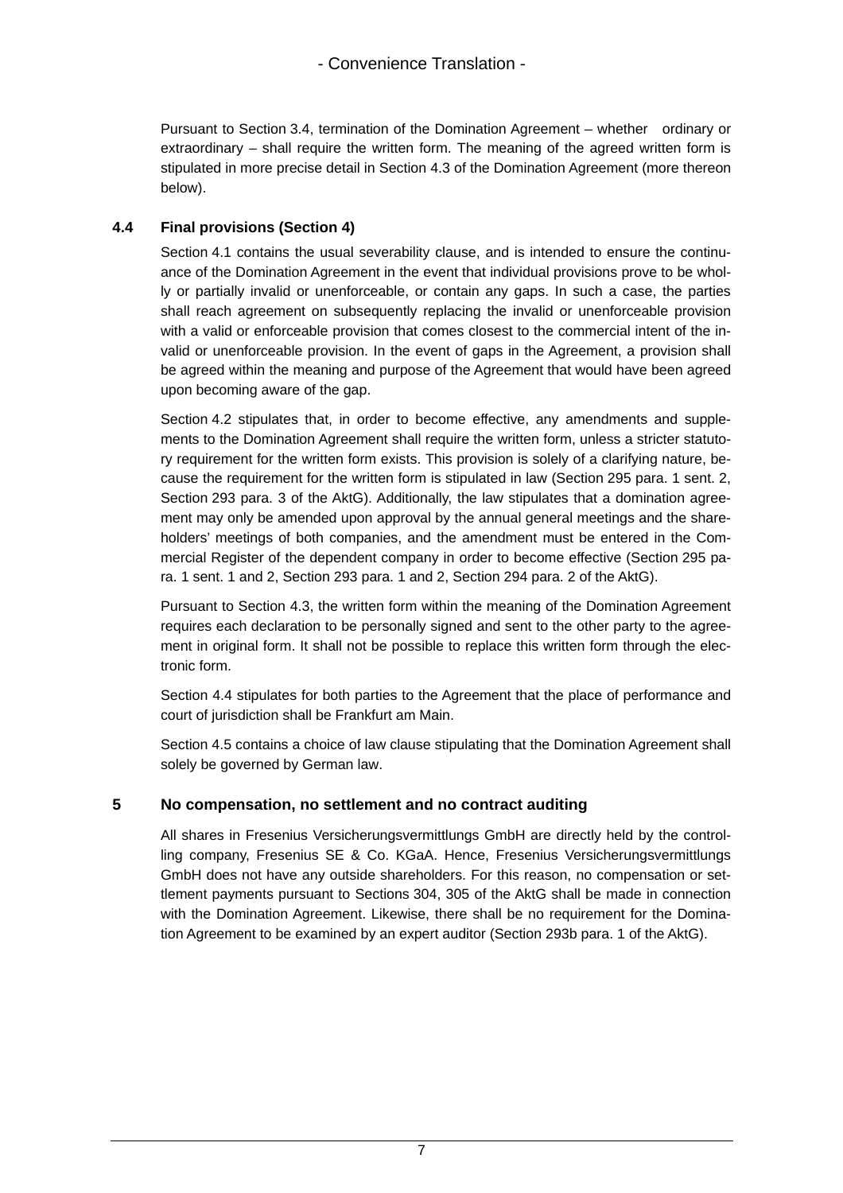Pursuant to Section 3.4, termination of the Domination Agreement – whether ordinary or extraordinary – shall require the written form. The meaning of the agreed written form is stipulated in more precise detail in Section 4.3 of the Domination Agreement (more thereon below).

## 4.4 Final provisions (Section 4)

Section 4.1 contains the usual severability clause, and is intended to ensure the continuance of the Domination Agreement in the event that individual provisions prove to be wholly or partially invalid or unenforceable, or contain any gaps. In such a case, the parties shall reach agreement on subsequently replacing the invalid or unenforceable provision with a valid or enforceable provision that comes closest to the commercial intent of the invalid or unenforceable provision. In the event of gaps in the Agreement, a provision shall be agreed within the meaning and purpose of the Agreement that would have been agreed upon becoming aware of the gap.

Section 4.2 stipulates that, in order to become effective, any amendments and supplements to the Domination Agreement shall require the written form, unless a stricter statutory requirement for the written form exists. This provision is solely of a clarifying nature, because the requirement for the written form is stipulated in law (Section 295 para. 1 sent. 2, Section 293 para. 3 of the AktG). Additionally, the law stipulates that a domination agreement may only be amended upon approval by the annual general meetings and the shareholders' meetings of both companies, and the amendment must be entered in the Commercial Register of the dependent company in order to become effective (Section 295 para. 1 sent. 1 and 2, Section 293 para. 1 and 2, Section 294 para. 2 of the AktG).

Pursuant to Section 4.3, the written form within the meaning of the Domination Agreement requires each declaration to be personally signed and sent to the other party to the agreement in original form. It shall not be possible to replace this written form through the electronic form.

Section 4.4 stipulates for both parties to the Agreement that the place of performance and court of jurisdiction shall be Frankfurt am Main.

Section 4.5 contains a choice of law clause stipulating that the Domination Agreement shall solely be governed by German law.

# 5 No compensation, no settlement and no contract auditing

All shares in Fresenius Versicherungsvermittlungs GmbH are directly held by the controlling company, Fresenius SE & Co. KGaA. Hence, Fresenius Versicherungsvermittlungs GmbH does not have any outside shareholders. For this reason, no compensation or settlement payments pursuant to Sections 304, 305 of the AktG shall be made in connection with the Domination Agreement. Likewise, there shall be no requirement for the Domination Agreement to be examined by an expert auditor (Section 293b para. 1 of the AktG).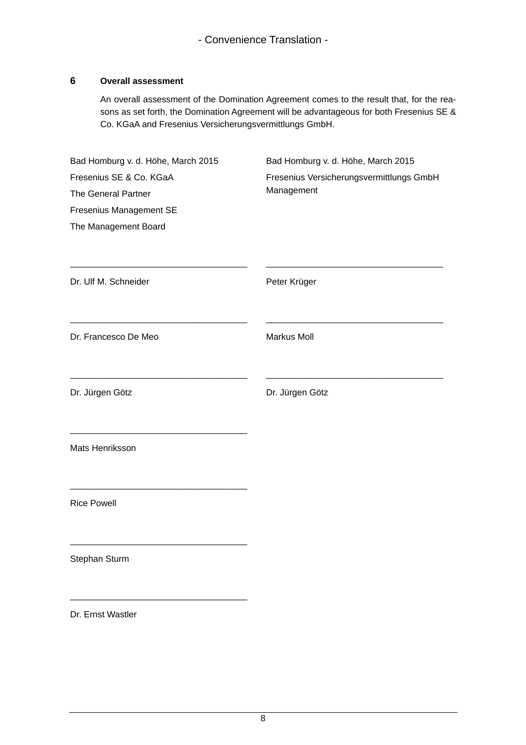- Convenience Translation -

## 6 Overall assessment

An overall assessment of the Domination Agreement comes to the result that, for the reasons as set forth, the Domination Agreement will be advantageous for both Fresenius SE & Co. KGaA and Fresenius Versicherungsvermittlungs GmbH.

Bad Homburg v. d. Höhe, March 2015

Fresenius SE & Co. KGaA

The General Partner

Fresenius Management SE

The Management Board

___________________________________

Dr. Ulf M. Schneider

___________________________________

Dr. Francesco De Meo

___________________________________

Dr. Jürgen Götz

___________________________________

Mats Henriksson

___________________________________

Rice Powell

___________________________________

Stephan Sturm

___________________________________

Dr. Ernst Wastler

Bad Homburg v. d. Höhe, March 2015

Fresenius Versicherungsvermittlungs GmbH

Management

___________________________________

Peter Krüger

___________________________________

Markus Moll

___________________________________

Dr. Jürgen Götz